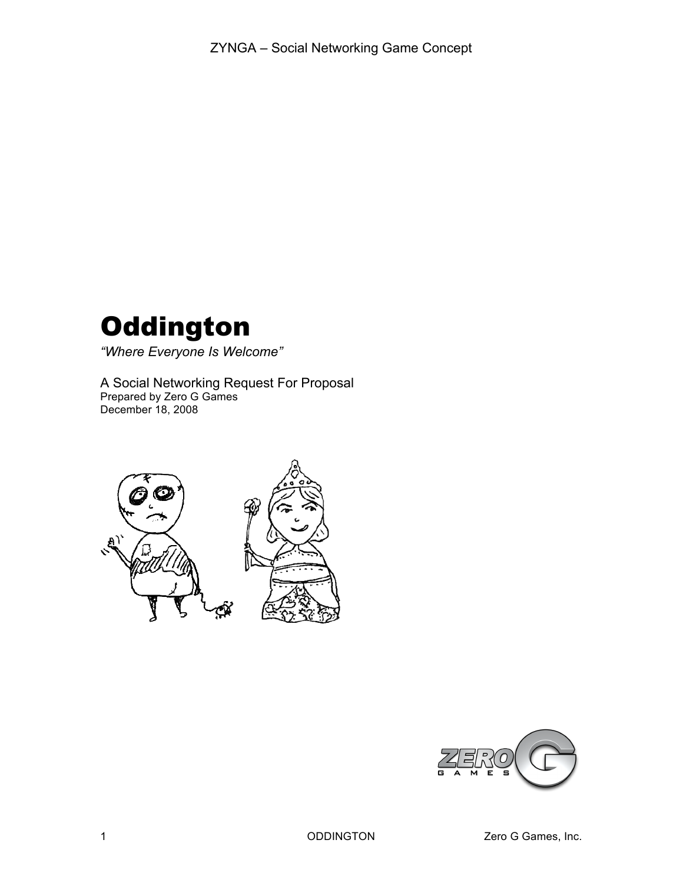ZYNGA – Social Networking Game Concept

# Oddington

*"Where Everyone Is Welcome"*

A Social Networking Request For Proposal
Prepared by Zero G Games
December 18, 2008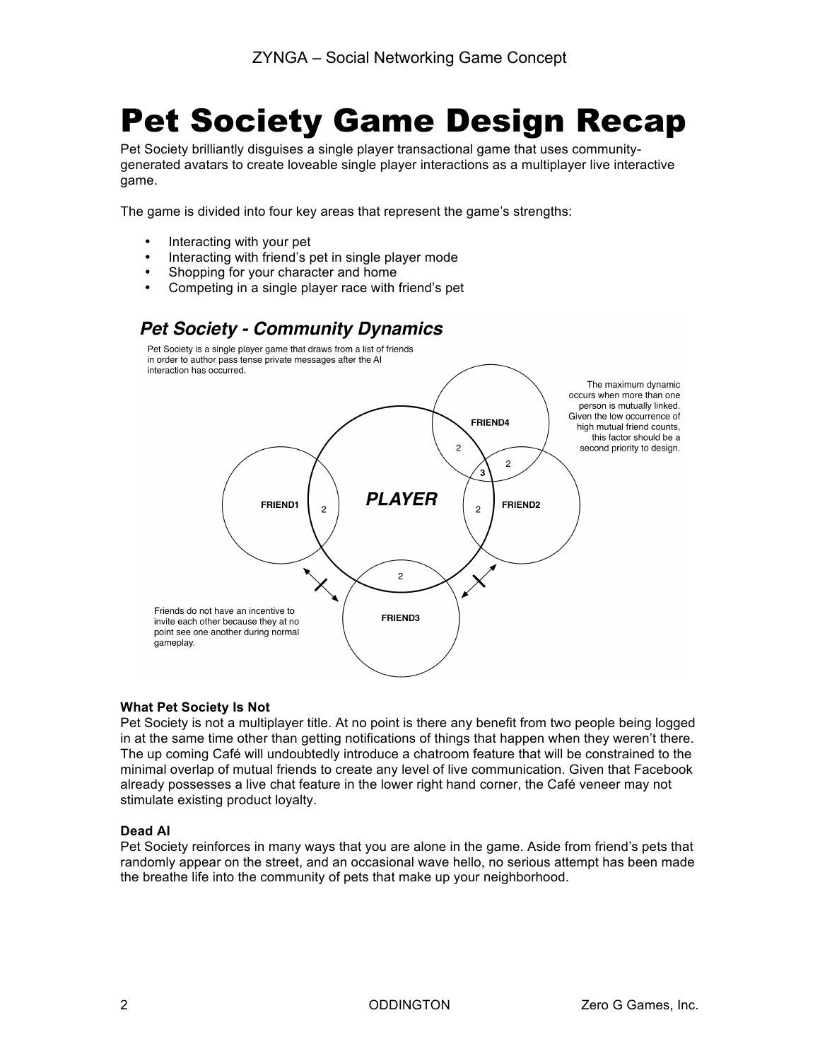# Pet Society Game Design Recap

Pet Society brilliantly disguises a single player transactional game that uses community-generated avatars to create loveable single player interactions as a multiplayer live interactive game.

The game is divided into four key areas that represent the game's strengths:

- Interacting with your pet
- Interacting with friend's pet in single player mode
- Shopping for your character and home
- Competing in a single player race with friend's pet

## *Pet Society - Community Dynamics*

Pet Society is a single player game that draws from a list of friends in order to author pass tense private messages after the AI interaction has occurred.

The maximum dynamic occurs when more than one person is mutually linked. Given the low occurrence of high mutual friend counts, this factor should be a second priority to design.

FRIEND4

2

3

2

FRIEND1

2

*PLAYER*

2

FRIEND2

2

FRIEND3

Friends do not have an incentive to invite each other because they at no point see one another during normal gameplay.

**What Pet Society Is Not**

Pet Society is not a multiplayer title. At no point is there any benefit from two people being logged in at the same time other than getting notifications of things that happen when they weren't there. The up coming Café will undoubtedly introduce a chatroom feature that will be constrained to the minimal overlap of mutual friends to create any level of live communication. Given that Facebook already possesses a live chat feature in the lower right hand corner, the Café veneer may not stimulate existing product loyalty.

**Dead AI**

Pet Society reinforces in many ways that you are alone in the game. Aside from friend's pets that randomly appear on the street, and an occasional wave hello, no serious attempt has been made the breathe life into the community of pets that make up your neighborhood.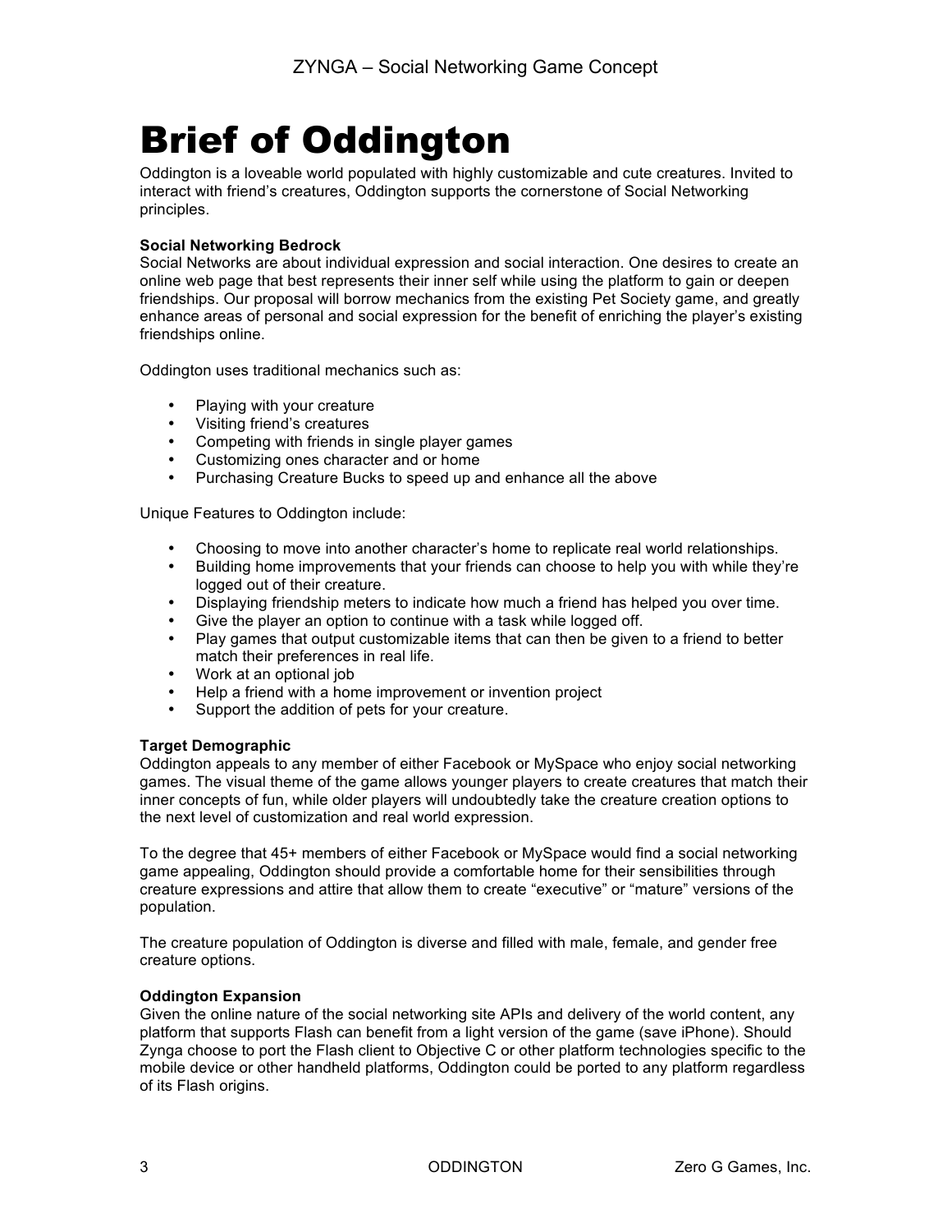# Brief of Oddington

Oddington is a loveable world populated with highly customizable and cute creatures. Invited to interact with friend's creatures, Oddington supports the cornerstone of Social Networking principles.

**Social Networking Bedrock**

Social Networks are about individual expression and social interaction. One desires to create an online web page that best represents their inner self while using the platform to gain or deepen friendships. Our proposal will borrow mechanics from the existing Pet Society game, and greatly enhance areas of personal and social expression for the benefit of enriching the player's existing friendships online.

Oddington uses traditional mechanics such as:

- Playing with your creature
- Visiting friend's creatures
- Competing with friends in single player games
- Customizing ones character and or home
- Purchasing Creature Bucks to speed up and enhance all the above

Unique Features to Oddington include:

- Choosing to move into another character's home to replicate real world relationships.
- Building home improvements that your friends can choose to help you with while they're logged out of their creature.
- Displaying friendship meters to indicate how much a friend has helped you over time.
- Give the player an option to continue with a task while logged off.
- Play games that output customizable items that can then be given to a friend to better match their preferences in real life.
- Work at an optional job
- Help a friend with a home improvement or invention project
- Support the addition of pets for your creature.

**Target Demographic**

Oddington appeals to any member of either Facebook or MySpace who enjoy social networking games. The visual theme of the game allows younger players to create creatures that match their inner concepts of fun, while older players will undoubtedly take the creature creation options to the next level of customization and real world expression.

To the degree that 45+ members of either Facebook or MySpace would find a social networking game appealing, Oddington should provide a comfortable home for their sensibilities through creature expressions and attire that allow them to create "executive" or "mature" versions of the population.

The creature population of Oddington is diverse and filled with male, female, and gender free creature options.

**Oddington Expansion**

Given the online nature of the social networking site APIs and delivery of the world content, any platform that supports Flash can benefit from a light version of the game (save iPhone). Should Zynga choose to port the Flash client to Objective C or other platform technologies specific to the mobile device or other handheld platforms, Oddington could be ported to any platform regardless of its Flash origins.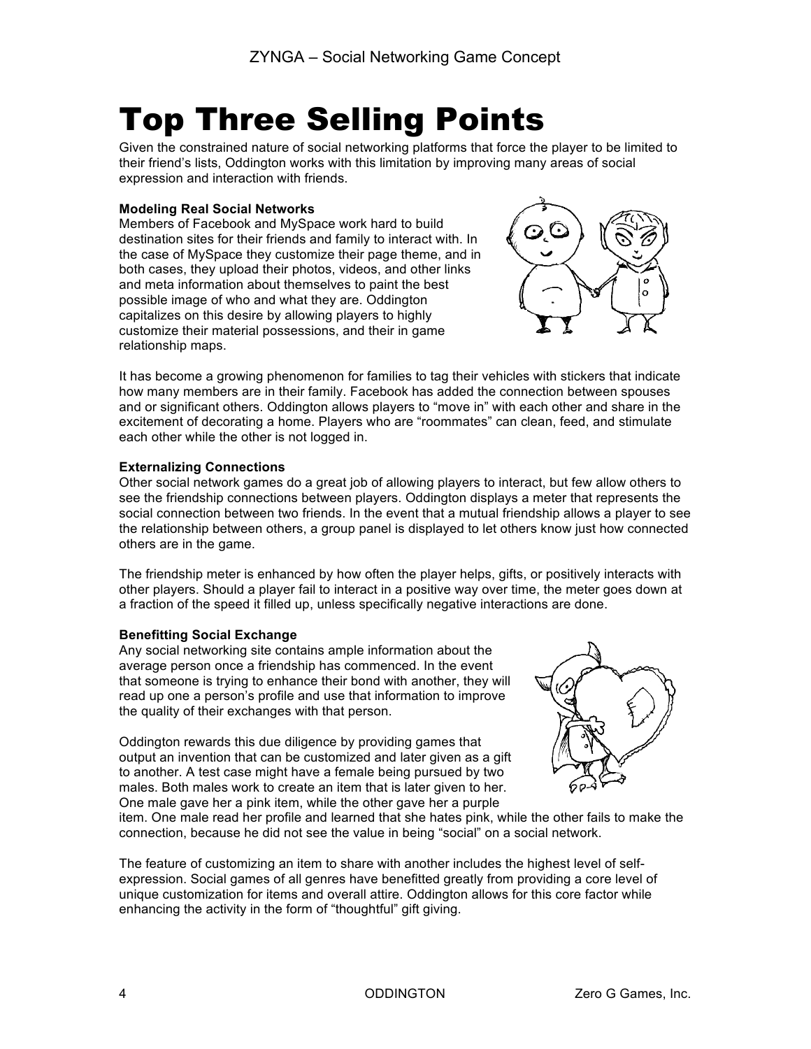# Top Three Selling Points

Given the constrained nature of social networking platforms that force the player to be limited to their friend's lists, Oddington works with this limitation by improving many areas of social expression and interaction with friends.

**Modeling Real Social Networks**

Members of Facebook and MySpace work hard to build destination sites for their friends and family to interact with. In the case of MySpace they customize their page theme, and in both cases, they upload their photos, videos, and other links and meta information about themselves to paint the best possible image of who and what they are. Oddington capitalizes on this desire by allowing players to highly customize their material possessions, and their in game relationship maps.

It has become a growing phenomenon for families to tag their vehicles with stickers that indicate how many members are in their family. Facebook has added the connection between spouses and or significant others. Oddington allows players to "move in" with each other and share in the excitement of decorating a home. Players who are "roommates" can clean, feed, and stimulate each other while the other is not logged in.

**Externalizing Connections**

Other social network games do a great job of allowing players to interact, but few allow others to see the friendship connections between players. Oddington displays a meter that represents the social connection between two friends. In the event that a mutual friendship allows a player to see the relationship between others, a group panel is displayed to let others know just how connected others are in the game.

The friendship meter is enhanced by how often the player helps, gifts, or positively interacts with other players. Should a player fail to interact in a positive way over time, the meter goes down at a fraction of the speed it filled up, unless specifically negative interactions are done.

**Benefitting Social Exchange**

Any social networking site contains ample information about the average person once a friendship has commenced. In the event that someone is trying to enhance their bond with another, they will read up one a person's profile and use that information to improve the quality of their exchanges with that person.

Oddington rewards this due diligence by providing games that output an invention that can be customized and later given as a gift to another. A test case might have a female being pursued by two males. Both males work to create an item that is later given to her. One male gave her a pink item, while the other gave her a purple item. One male read her profile and learned that she hates pink, while the other fails to make the connection, because he did not see the value in being "social" on a social network.

The feature of customizing an item to share with another includes the highest level of self-expression. Social games of all genres have benefitted greatly from providing a core level of unique customization for items and overall attire. Oddington allows for this core factor while enhancing the activity in the form of "thoughtful" gift giving.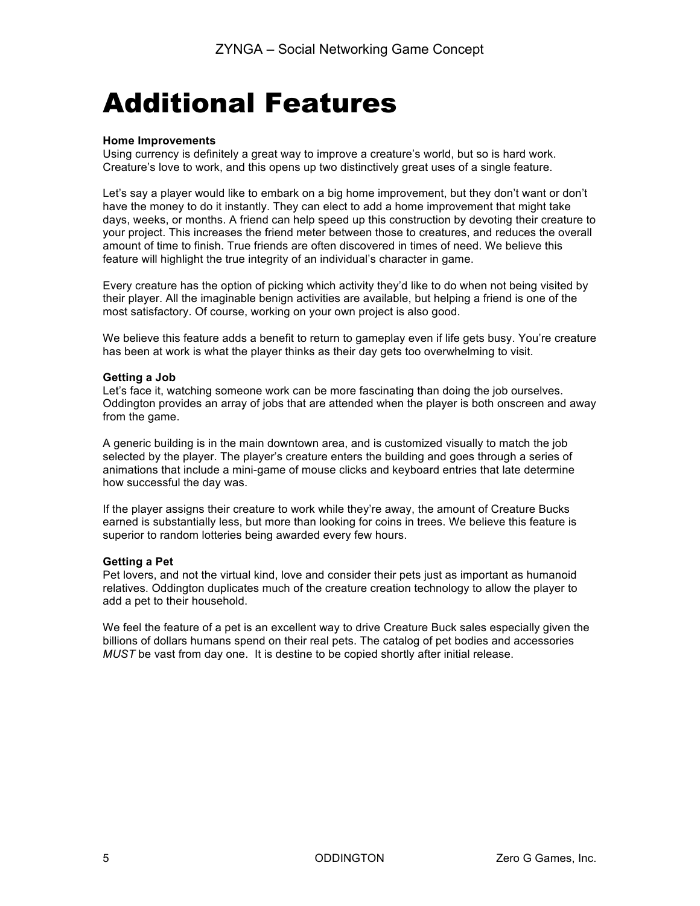# Additional Features

**Home Improvements**
Using currency is definitely a great way to improve a creature's world, but so is hard work. Creature's love to work, and this opens up two distinctively great uses of a single feature.

Let's say a player would like to embark on a big home improvement, but they don't want or don't have the money to do it instantly. They can elect to add a home improvement that might take days, weeks, or months. A friend can help speed up this construction by devoting their creature to your project. This increases the friend meter between those to creatures, and reduces the overall amount of time to finish. True friends are often discovered in times of need. We believe this feature will highlight the true integrity of an individual's character in game.

Every creature has the option of picking which activity they'd like to do when not being visited by their player. All the imaginable benign activities are available, but helping a friend is one of the most satisfactory. Of course, working on your own project is also good.

We believe this feature adds a benefit to return to gameplay even if life gets busy. You're creature has been at work is what the player thinks as their day gets too overwhelming to visit.

**Getting a Job**
Let's face it, watching someone work can be more fascinating than doing the job ourselves. Oddington provides an array of jobs that are attended when the player is both onscreen and away from the game.

A generic building is in the main downtown area, and is customized visually to match the job selected by the player. The player's creature enters the building and goes through a series of animations that include a mini-game of mouse clicks and keyboard entries that late determine how successful the day was.

If the player assigns their creature to work while they're away, the amount of Creature Bucks earned is substantially less, but more than looking for coins in trees. We believe this feature is superior to random lotteries being awarded every few hours.

**Getting a Pet**
Pet lovers, and not the virtual kind, love and consider their pets just as important as humanoid relatives. Oddington duplicates much of the creature creation technology to allow the player to add a pet to their household.

We feel the feature of a pet is an excellent way to drive Creature Buck sales especially given the billions of dollars humans spend on their real pets. The catalog of pet bodies and accessories *MUST* be vast from day one. It is destine to be copied shortly after initial release.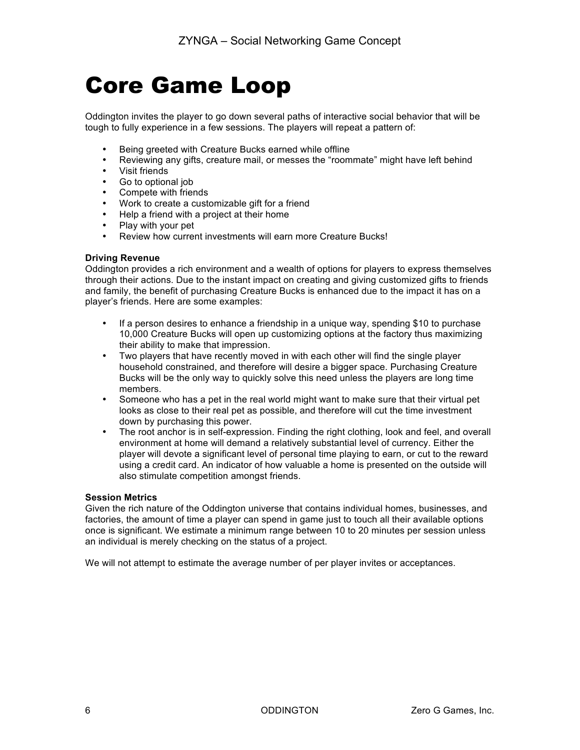# Core Game Loop

Oddington invites the player to go down several paths of interactive social behavior that will be tough to fully experience in a few sessions. The players will repeat a pattern of:

- Being greeted with Creature Bucks earned while offline
- Reviewing any gifts, creature mail, or messes the "roommate" might have left behind
- Visit friends
- Go to optional job
- Compete with friends
- Work to create a customizable gift for a friend
- Help a friend with a project at their home
- Play with your pet
- Review how current investments will earn more Creature Bucks!

**Driving Revenue**

Oddington provides a rich environment and a wealth of options for players to express themselves through their actions. Due to the instant impact on creating and giving customized gifts to friends and family, the benefit of purchasing Creature Bucks is enhanced due to the impact it has on a player's friends. Here are some examples:

- If a person desires to enhance a friendship in a unique way, spending $10 to purchase 10,000 Creature Bucks will open up customizing options at the factory thus maximizing their ability to make that impression.
- Two players that have recently moved in with each other will find the single player household constrained, and therefore will desire a bigger space. Purchasing Creature Bucks will be the only way to quickly solve this need unless the players are long time members.
- Someone who has a pet in the real world might want to make sure that their virtual pet looks as close to their real pet as possible, and therefore will cut the time investment down by purchasing this power.
- The root anchor is in self-expression. Finding the right clothing, look and feel, and overall environment at home will demand a relatively substantial level of currency. Either the player will devote a significant level of personal time playing to earn, or cut to the reward using a credit card. An indicator of how valuable a home is presented on the outside will also stimulate competition amongst friends.

**Session Metrics**

Given the rich nature of the Oddington universe that contains individual homes, businesses, and factories, the amount of time a player can spend in game just to touch all their available options once is significant. We estimate a minimum range between 10 to 20 minutes per session unless an individual is merely checking on the status of a project.

We will not attempt to estimate the average number of per player invites or acceptances.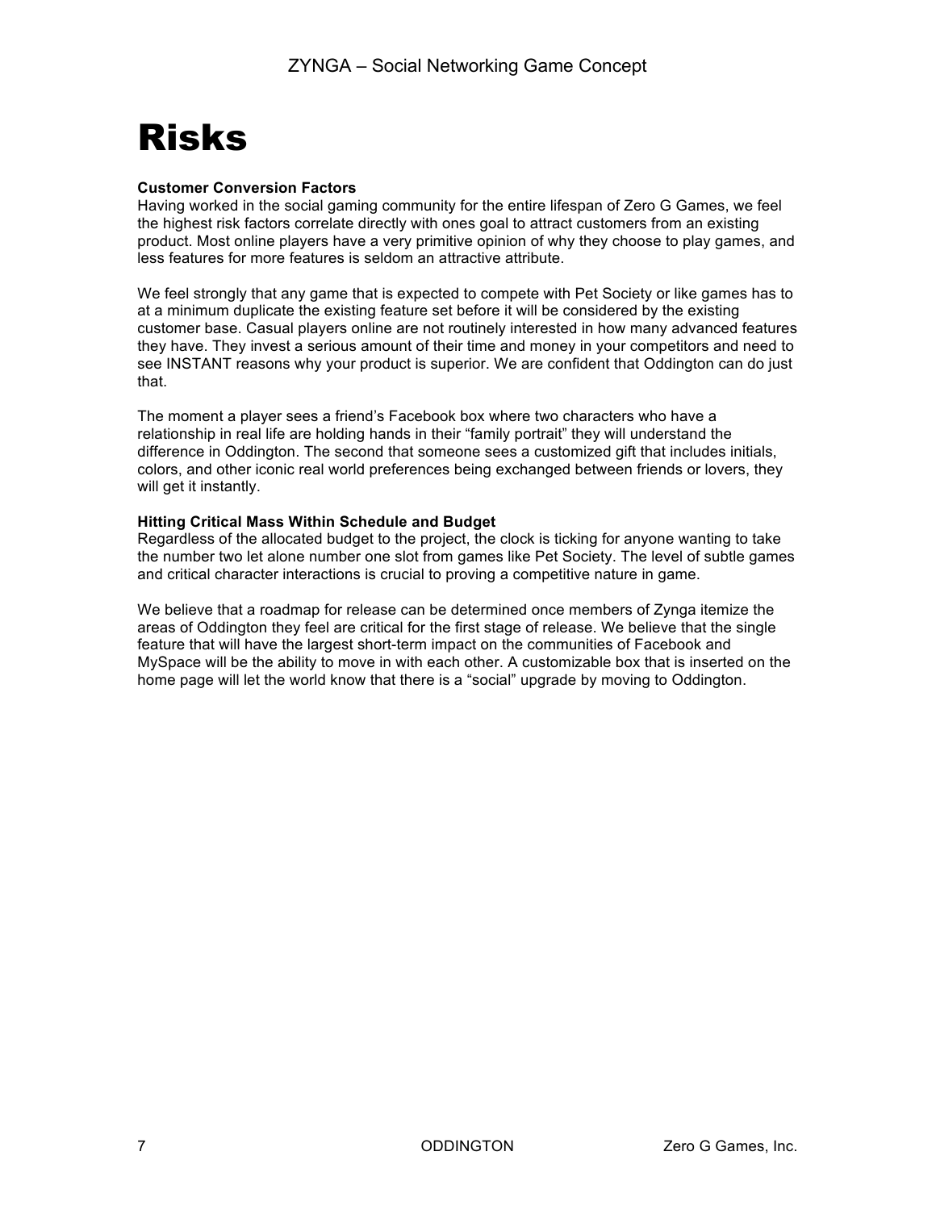# Risks

**Customer Conversion Factors**
Having worked in the social gaming community for the entire lifespan of Zero G Games, we feel the highest risk factors correlate directly with ones goal to attract customers from an existing product. Most online players have a very primitive opinion of why they choose to play games, and less features for more features is seldom an attractive attribute.

We feel strongly that any game that is expected to compete with Pet Society or like games has to at a minimum duplicate the existing feature set before it will be considered by the existing customer base. Casual players online are not routinely interested in how many advanced features they have. They invest a serious amount of their time and money in your competitors and need to see INSTANT reasons why your product is superior. We are confident that Oddington can do just that.

The moment a player sees a friend's Facebook box where two characters who have a relationship in real life are holding hands in their "family portrait" they will understand the difference in Oddington. The second that someone sees a customized gift that includes initials, colors, and other iconic real world preferences being exchanged between friends or lovers, they will get it instantly.

**Hitting Critical Mass Within Schedule and Budget**
Regardless of the allocated budget to the project, the clock is ticking for anyone wanting to take the number two let alone number one slot from games like Pet Society. The level of subtle games and critical character interactions is crucial to proving a competitive nature in game.

We believe that a roadmap for release can be determined once members of Zynga itemize the areas of Oddington they feel are critical for the first stage of release. We believe that the single feature that will have the largest short-term impact on the communities of Facebook and MySpace will be the ability to move in with each other. A customizable box that is inserted on the home page will let the world know that there is a "social" upgrade by moving to Oddington.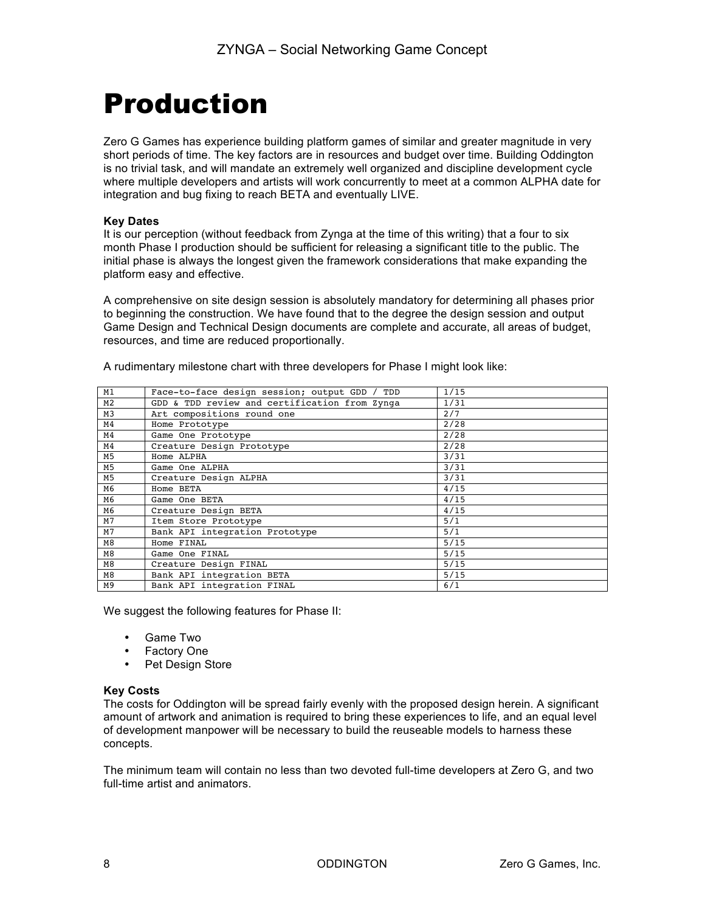# Production

Zero G Games has experience building platform games of similar and greater magnitude in very short periods of time. The key factors are in resources and budget over time. Building Oddington is no trivial task, and will mandate an extremely well organized and discipline development cycle where multiple developers and artists will work concurrently to meet at a common ALPHA date for integration and bug fixing to reach BETA and eventually LIVE.

**Key Dates**
It is our perception (without feedback from Zynga at the time of this writing) that a four to six month Phase I production should be sufficient for releasing a significant title to the public. The initial phase is always the longest given the framework considerations that make expanding the platform easy and effective.

A comprehensive on site design session is absolutely mandatory for determining all phases prior to beginning the construction. We have found that to the degree the design session and output Game Design and Technical Design documents are complete and accurate, all areas of budget, resources, and time are reduced proportionally.

A rudimentary milestone chart with three developers for Phase I might look like:

| | | |
|---|---|---|
| M1 | Face-to-face design session; output GDD / TDD | 1/15 |
| M2 | GDD & TDD review and certification from Zynga | 1/31 |
| M3 | Art compositions round one | 2/7 |
| M4 | Home Prototype | 2/28 |
| M4 | Game One Prototype | 2/28 |
| M4 | Creature Design Prototype | 2/28 |
| M5 | Home ALPHA | 3/31 |
| M5 | Game One ALPHA | 3/31 |
| M5 | Creature Design ALPHA | 3/31 |
| M6 | Home BETA | 4/15 |
| M6 | Game One BETA | 4/15 |
| M6 | Creature Design BETA | 4/15 |
| M7 | Item Store Prototype | 5/1 |
| M7 | Bank API integration Prototype | 5/1 |
| M8 | Home FINAL | 5/15 |
| M8 | Game One FINAL | 5/15 |
| M8 | Creature Design FINAL | 5/15 |
| M8 | Bank API integration BETA | 5/15 |
| M9 | Bank API integration FINAL | 6/1 |

We suggest the following features for Phase II:

- Game Two
- Factory One
- Pet Design Store

**Key Costs**
The costs for Oddington will be spread fairly evenly with the proposed design herein. A significant amount of artwork and animation is required to bring these experiences to life, and an equal level of development manpower will be necessary to build the reuseable models to harness these concepts.

The minimum team will contain no less than two devoted full-time developers at Zero G, and two full-time artist and animators.